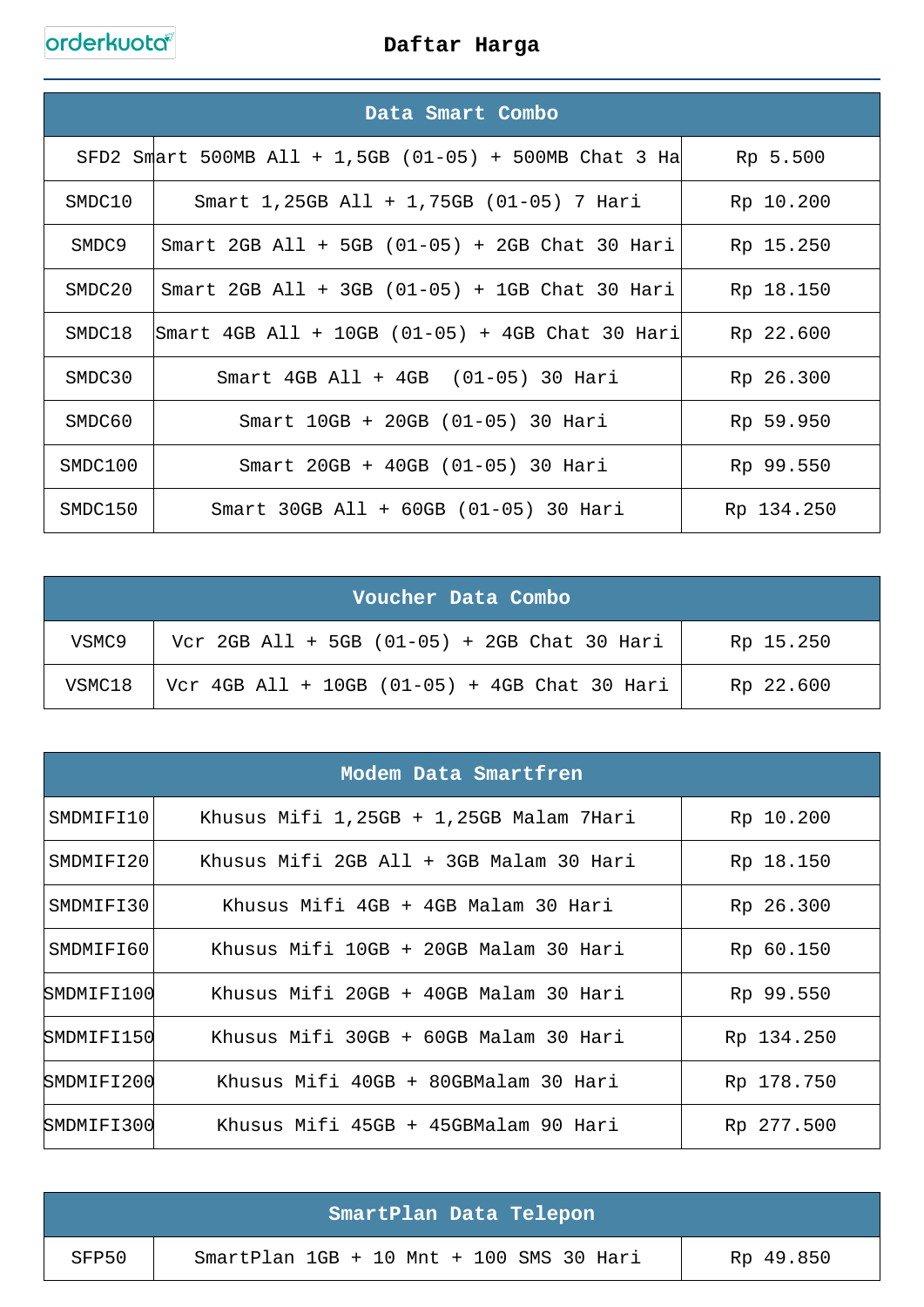orderkuota

# Daftar Harga

| Data Smart Combo | | |
|---|---|---|
| SFD2 | Smart 500MB All + 1,5GB (01-05) + 500MB Chat 3 Ha | Rp 5.500 |
| SMDC10 | Smart 1,25GB All + 1,75GB (01-05) 7 Hari | Rp 10.200 |
| SMDC9 | Smart 2GB All + 5GB (01-05) + 2GB Chat 30 Hari | Rp 15.250 |
| SMDC20 | Smart 2GB All + 3GB (01-05) + 1GB Chat 30 Hari | Rp 18.150 |
| SMDC18 | Smart 4GB All + 10GB (01-05) + 4GB Chat 30 Hari | Rp 22.600 |
| SMDC30 | Smart 4GB All + 4GB (01-05) 30 Hari | Rp 26.300 |
| SMDC60 | Smart 10GB + 20GB (01-05) 30 Hari | Rp 59.950 |
| SMDC100 | Smart 20GB + 40GB (01-05) 30 Hari | Rp 99.550 |
| SMDC150 | Smart 30GB All + 60GB (01-05) 30 Hari | Rp 134.250 |

| Voucher Data Combo | | |
|---|---|---|
| VSMC9 | Vcr 2GB All + 5GB (01-05) + 2GB Chat 30 Hari | Rp 15.250 |
| VSMC18 | Vcr 4GB All + 10GB (01-05) + 4GB Chat 30 Hari | Rp 22.600 |

| Modem Data Smartfren | | |
|---|---|---|
| SMDMIFI10 | Khusus Mifi 1,25GB + 1,25GB Malam 7Hari | Rp 10.200 |
| SMDMIFI20 | Khusus Mifi 2GB All + 3GB Malam 30 Hari | Rp 18.150 |
| SMDMIFI30 | Khusus Mifi 4GB + 4GB Malam 30 Hari | Rp 26.300 |
| SMDMIFI60 | Khusus Mifi 10GB + 20GB Malam 30 Hari | Rp 60.150 |
| SMDMIFI100 | Khusus Mifi 20GB + 40GB Malam 30 Hari | Rp 99.550 |
| SMDMIFI150 | Khusus Mifi 30GB + 60GB Malam 30 Hari | Rp 134.250 |
| SMDMIFI200 | Khusus Mifi 40GB + 80GBMalam 30 Hari | Rp 178.750 |
| SMDMIFI300 | Khusus Mifi 45GB + 45GBMalam 90 Hari | Rp 277.500 |

| SmartPlan Data Telepon | | |
|---|---|---|
| SFP50 | SmartPlan 1GB + 10 Mnt + 100 SMS 30 Hari | Rp 49.850 |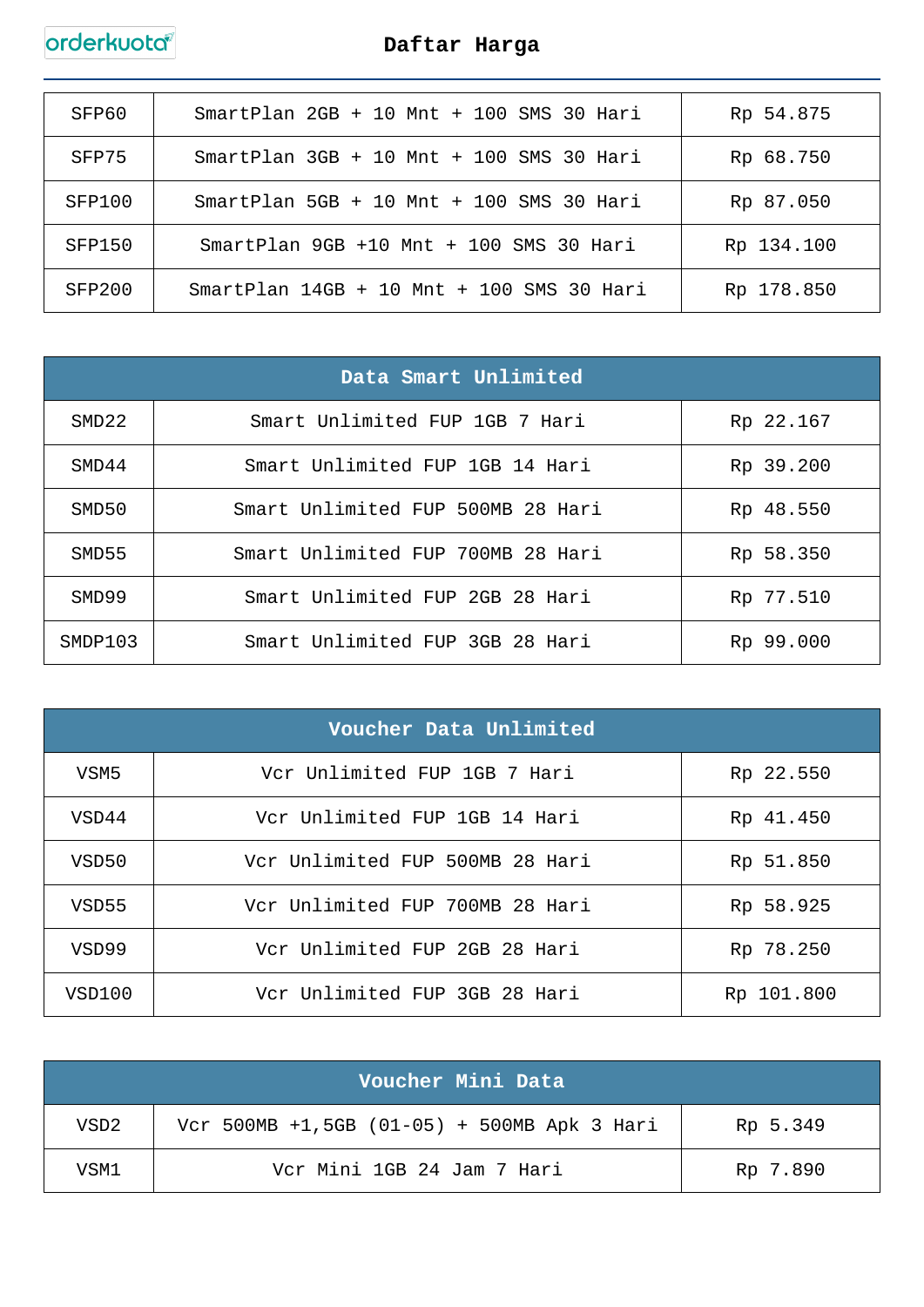| | | |
|---|---|---|
| SFP60 | SmartPlan 2GB + 10 Mnt + 100 SMS 30 Hari | Rp 54.875 |
| SFP75 | SmartPlan 3GB + 10 Mnt + 100 SMS 30 Hari | Rp 68.750 |
| SFP100 | SmartPlan 5GB + 10 Mnt + 100 SMS 30 Hari | Rp 87.050 |
| SFP150 | SmartPlan 9GB +10 Mnt + 100 SMS 30 Hari | Rp 134.100 |
| SFP200 | SmartPlan 14GB + 10 Mnt + 100 SMS 30 Hari | Rp 178.850 |

| Data Smart Unlimited | | |
|---|---|---|
| SMD22 | Smart Unlimited FUP 1GB 7 Hari | Rp 22.167 |
| SMD44 | Smart Unlimited FUP 1GB 14 Hari | Rp 39.200 |
| SMD50 | Smart Unlimited FUP 500MB 28 Hari | Rp 48.550 |
| SMD55 | Smart Unlimited FUP 700MB 28 Hari | Rp 58.350 |
| SMD99 | Smart Unlimited FUP 2GB 28 Hari | Rp 77.510 |
| SMDP103 | Smart Unlimited FUP 3GB 28 Hari | Rp 99.000 |

| Voucher Data Unlimited | | |
|---|---|---|
| VSM5 | Vcr Unlimited FUP 1GB 7 Hari | Rp 22.550 |
| VSD44 | Vcr Unlimited FUP 1GB 14 Hari | Rp 41.450 |
| VSD50 | Vcr Unlimited FUP 500MB 28 Hari | Rp 51.850 |
| VSD55 | Vcr Unlimited FUP 700MB 28 Hari | Rp 58.925 |
| VSD99 | Vcr Unlimited FUP 2GB 28 Hari | Rp 78.250 |
| VSD100 | Vcr Unlimited FUP 3GB 28 Hari | Rp 101.800 |

| Voucher Mini Data | | |
|---|---|---|
| VSD2 | Vcr 500MB +1,5GB (01-05) + 500MB Apk 3 Hari | Rp 5.349 |
| VSM1 | Vcr Mini 1GB 24 Jam 7 Hari | Rp 7.890 |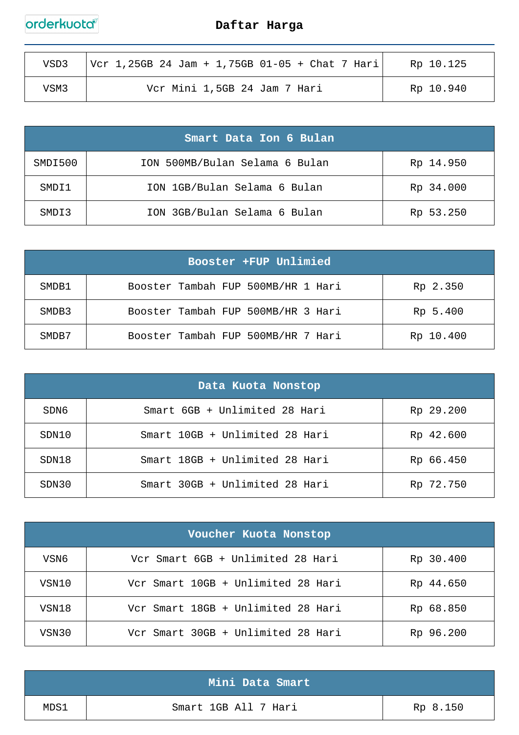| | | |
|---|---|---|
| VSD3 | Vcr 1,25GB 24 Jam + 1,75GB 01-05 + Chat 7 Hari | Rp 10.125 |
| VSM3 | Vcr Mini 1,5GB 24 Jam 7 Hari | Rp 10.940 |

| Smart Data Ion 6 Bulan | | |
|---|---|---|
| SMDI500 | ION 500MB/Bulan Selama 6 Bulan | Rp 14.950 |
| SMDI1 | ION 1GB/Bulan Selama 6 Bulan | Rp 34.000 |
| SMDI3 | ION 3GB/Bulan Selama 6 Bulan | Rp 53.250 |

| Booster +FUP Unlimied | | |
|---|---|---|
| SMDB1 | Booster Tambah FUP 500MB/HR 1 Hari | Rp 2.350 |
| SMDB3 | Booster Tambah FUP 500MB/HR 3 Hari | Rp 5.400 |
| SMDB7 | Booster Tambah FUP 500MB/HR 7 Hari | Rp 10.400 |

| Data Kuota Nonstop | | |
|---|---|---|
| SDN6 | Smart 6GB + Unlimited 28 Hari | Rp 29.200 |
| SDN10 | Smart 10GB + Unlimited 28 Hari | Rp 42.600 |
| SDN18 | Smart 18GB + Unlimited 28 Hari | Rp 66.450 |
| SDN30 | Smart 30GB + Unlimited 28 Hari | Rp 72.750 |

| Voucher Kuota Nonstop | | |
|---|---|---|
| VSN6 | Vcr Smart 6GB + Unlimited 28 Hari | Rp 30.400 |
| VSN10 | Vcr Smart 10GB + Unlimited 28 Hari | Rp 44.650 |
| VSN18 | Vcr Smart 18GB + Unlimited 28 Hari | Rp 68.850 |
| VSN30 | Vcr Smart 30GB + Unlimited 28 Hari | Rp 96.200 |

| Mini Data Smart | | |
|---|---|---|
| MDS1 | Smart 1GB All 7 Hari | Rp 8.150 |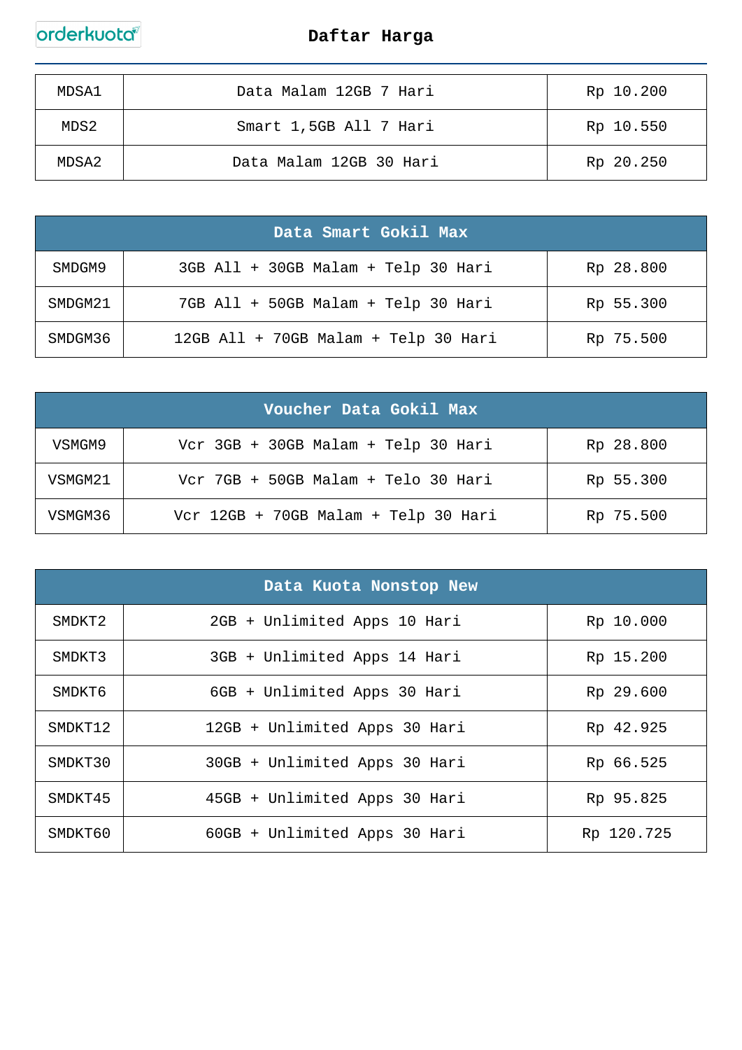| | | |
|---|---|---|
| MDSA1 | Data Malam 12GB 7 Hari | Rp 10.200 |
| MDS2 | Smart 1,5GB All 7 Hari | Rp 10.550 |
| MDSA2 | Data Malam 12GB 30 Hari | Rp 20.250 |

| Data Smart Gokil Max | | |
|---|---|---|
| SMDGM9 | 3GB All + 30GB Malam + Telp 30 Hari | Rp 28.800 |
| SMDGM21 | 7GB All + 50GB Malam + Telp 30 Hari | Rp 55.300 |
| SMDGM36 | 12GB All + 70GB Malam + Telp 30 Hari | Rp 75.500 |

| Voucher Data Gokil Max | | |
|---|---|---|
| VSMGM9 | Vcr 3GB + 30GB Malam + Telp 30 Hari | Rp 28.800 |
| VSMGM21 | Vcr 7GB + 50GB Malam + Telo 30 Hari | Rp 55.300 |
| VSMGM36 | Vcr 12GB + 70GB Malam + Telp 30 Hari | Rp 75.500 |

| Data Kuota Nonstop New | | |
|---|---|---|
| SMDKT2 | 2GB + Unlimited Apps 10 Hari | Rp 10.000 |
| SMDKT3 | 3GB + Unlimited Apps 14 Hari | Rp 15.200 |
| SMDKT6 | 6GB + Unlimited Apps 30 Hari | Rp 29.600 |
| SMDKT12 | 12GB + Unlimited Apps 30 Hari | Rp 42.925 |
| SMDKT30 | 30GB + Unlimited Apps 30 Hari | Rp 66.525 |
| SMDKT45 | 45GB + Unlimited Apps 30 Hari | Rp 95.825 |
| SMDKT60 | 60GB + Unlimited Apps 30 Hari | Rp 120.725 |